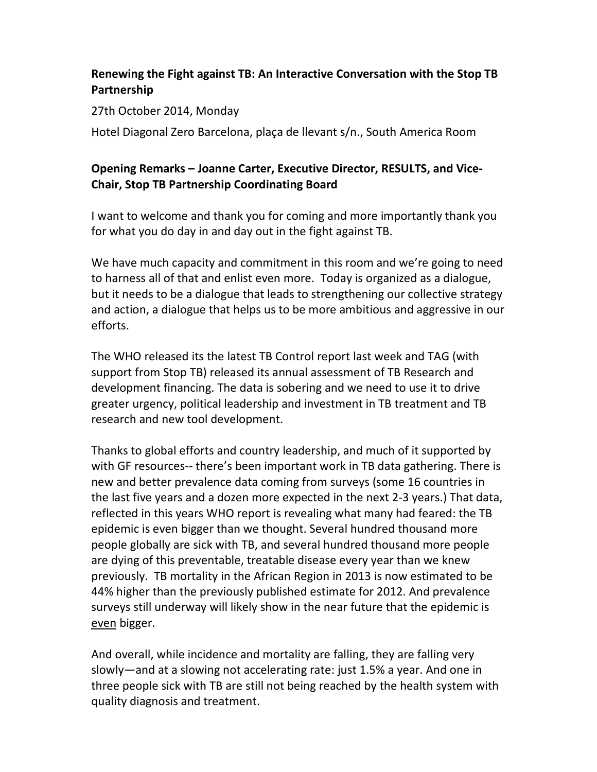**Renewing the Fight against TB: An Interactive Conversation with the Stop TB Partnership**

27th October 2014, Monday

Hotel Diagonal Zero Barcelona, plaça de llevant s/n., South America Room

**Opening Remarks – Joanne Carter, Executive Director, RESULTS, and Vice-Chair, Stop TB Partnership Coordinating Board**

I want to welcome and thank you for coming and more importantly thank you for what you do day in and day out in the fight against TB.

We have much capacity and commitment in this room and we're going to need to harness all of that and enlist even more. Today is organized as a dialogue, but it needs to be a dialogue that leads to strengthening our collective strategy and action, a dialogue that helps us to be more ambitious and aggressive in our efforts.

The WHO released its the latest TB Control report last week and TAG (with support from Stop TB) released its annual assessment of TB Research and development financing. The data is sobering and we need to use it to drive greater urgency, political leadership and investment in TB treatment and TB research and new tool development.

Thanks to global efforts and country leadership, and much of it supported by with GF resources-- there's been important work in TB data gathering. There is new and better prevalence data coming from surveys (some 16 countries in the last five years and a dozen more expected in the next 2-3 years.) That data, reflected in this years WHO report is revealing what many had feared: the TB epidemic is even bigger than we thought. Several hundred thousand more people globally are sick with TB, and several hundred thousand more people are dying of this preventable, treatable disease every year than we knew previously. TB mortality in the African Region in 2013 is now estimated to be 44% higher than the previously published estimate for 2012. And prevalence surveys still underway will likely show in the near future that the epidemic is <u>even</u> bigger.

And overall, while incidence and mortality are falling, they are falling very slowly—and at a slowing not accelerating rate: just 1.5% a year. And one in three people sick with TB are still not being reached by the health system with quality diagnosis and treatment.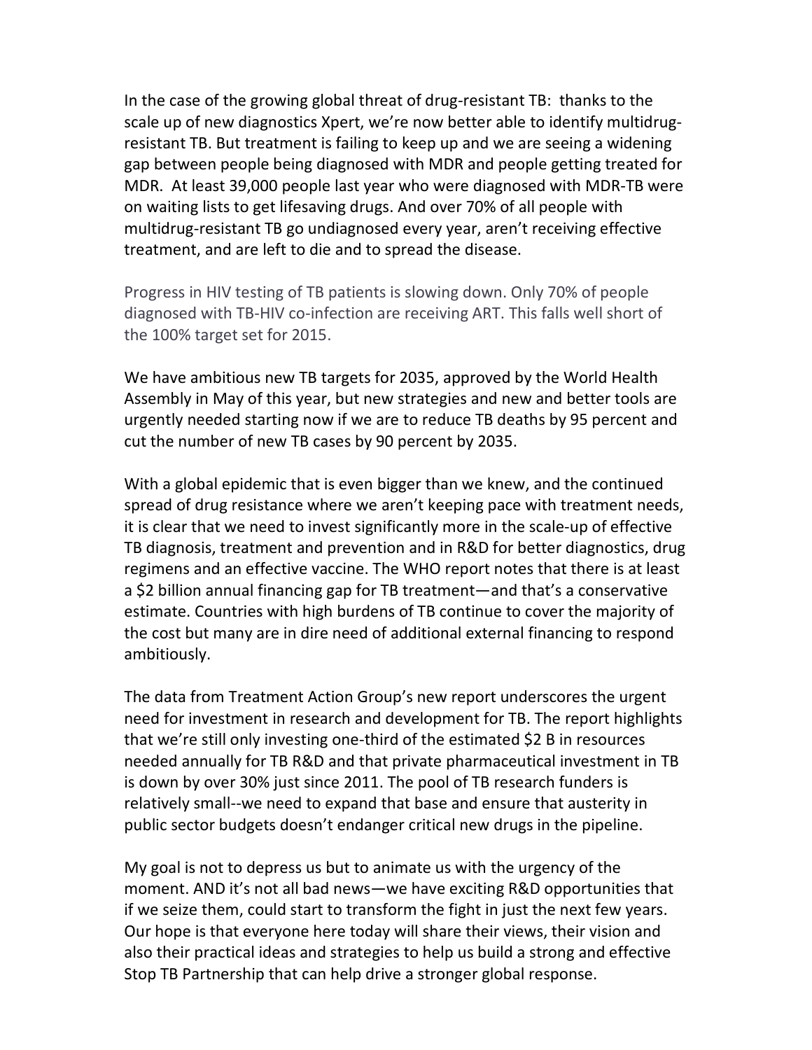In the case of the growing global threat of drug-resistant TB: thanks to the scale up of new diagnostics Xpert, we're now better able to identify multidrug-resistant TB. But treatment is failing to keep up and we are seeing a widening gap between people being diagnosed with MDR and people getting treated for MDR. At least 39,000 people last year who were diagnosed with MDR-TB were on waiting lists to get lifesaving drugs. And over 70% of all people with multidrug-resistant TB go undiagnosed every year, aren't receiving effective treatment, and are left to die and to spread the disease.

Progress in HIV testing of TB patients is slowing down. Only 70% of people diagnosed with TB-HIV co-infection are receiving ART. This falls well short of the 100% target set for 2015.

We have ambitious new TB targets for 2035, approved by the World Health Assembly in May of this year, but new strategies and new and better tools are urgently needed starting now if we are to reduce TB deaths by 95 percent and cut the number of new TB cases by 90 percent by 2035.

With a global epidemic that is even bigger than we knew, and the continued spread of drug resistance where we aren't keeping pace with treatment needs, it is clear that we need to invest significantly more in the scale-up of effective TB diagnosis, treatment and prevention and in R&D for better diagnostics, drug regimens and an effective vaccine. The WHO report notes that there is at least a $2 billion annual financing gap for TB treatment—and that's a conservative estimate. Countries with high burdens of TB continue to cover the majority of the cost but many are in dire need of additional external financing to respond ambitiously.

The data from Treatment Action Group's new report underscores the urgent need for investment in research and development for TB. The report highlights that we're still only investing one-third of the estimated $2 B in resources needed annually for TB R&D and that private pharmaceutical investment in TB is down by over 30% just since 2011. The pool of TB research funders is relatively small--we need to expand that base and ensure that austerity in public sector budgets doesn't endanger critical new drugs in the pipeline.

My goal is not to depress us but to animate us with the urgency of the moment. AND it's not all bad news—we have exciting R&D opportunities that if we seize them, could start to transform the fight in just the next few years. Our hope is that everyone here today will share their views, their vision and also their practical ideas and strategies to help us build a strong and effective Stop TB Partnership that can help drive a stronger global response.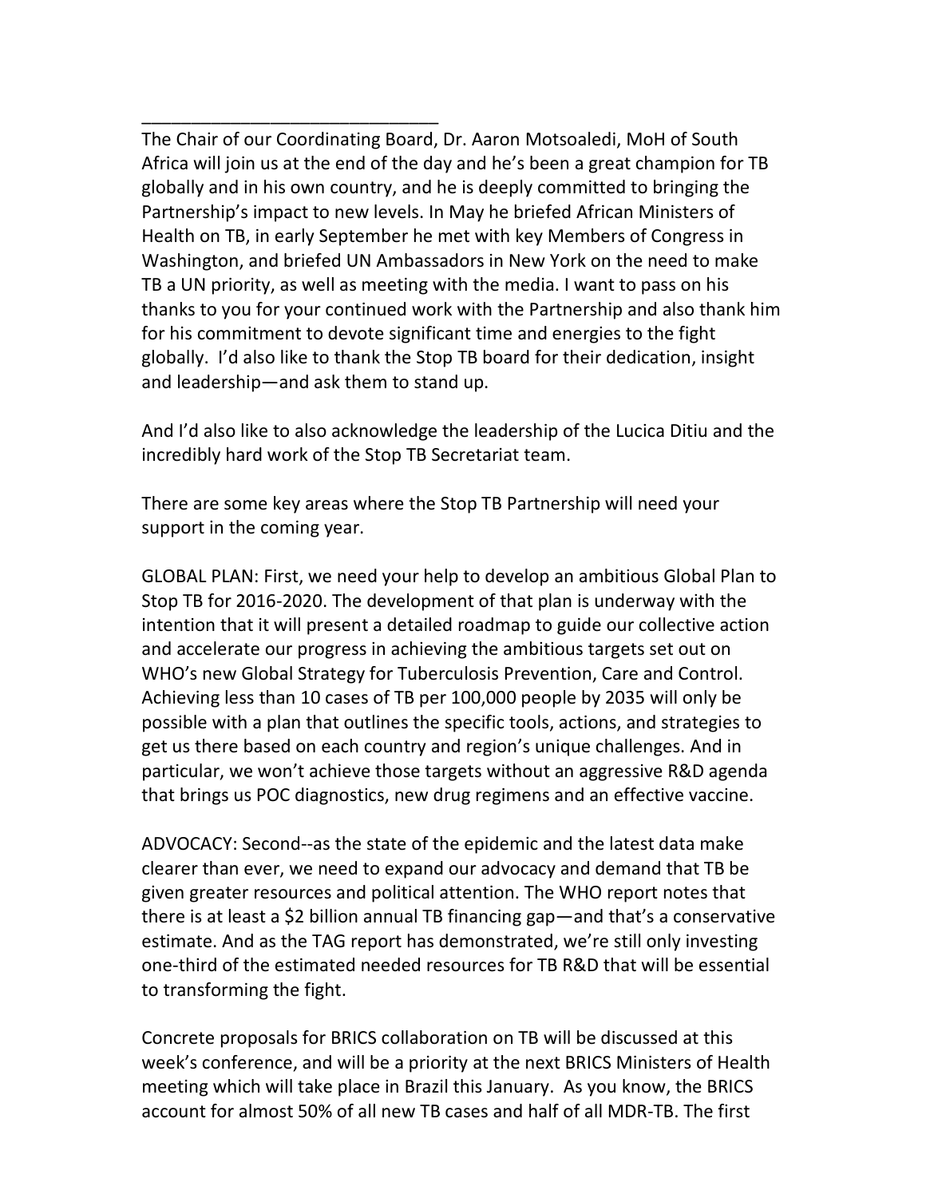______________________________

The Chair of our Coordinating Board, Dr. Aaron Motsoaledi, MoH of South Africa will join us at the end of the day and he's been a great champion for TB globally and in his own country, and he is deeply committed to bringing the Partnership's impact to new levels. In May he briefed African Ministers of Health on TB, in early September he met with key Members of Congress in Washington, and briefed UN Ambassadors in New York on the need to make TB a UN priority, as well as meeting with the media. I want to pass on his thanks to you for your continued work with the Partnership and also thank him for his commitment to devote significant time and energies to the fight globally. I'd also like to thank the Stop TB board for their dedication, insight and leadership—and ask them to stand up.

And I'd also like to also acknowledge the leadership of the Lucica Ditiu and the incredibly hard work of the Stop TB Secretariat team.

There are some key areas where the Stop TB Partnership will need your support in the coming year.

GLOBAL PLAN: First, we need your help to develop an ambitious Global Plan to Stop TB for 2016-2020. The development of that plan is underway with the intention that it will present a detailed roadmap to guide our collective action and accelerate our progress in achieving the ambitious targets set out on WHO's new Global Strategy for Tuberculosis Prevention, Care and Control. Achieving less than 10 cases of TB per 100,000 people by 2035 will only be possible with a plan that outlines the specific tools, actions, and strategies to get us there based on each country and region's unique challenges. And in particular, we won't achieve those targets without an aggressive R&D agenda that brings us POC diagnostics, new drug regimens and an effective vaccine.

ADVOCACY: Second--as the state of the epidemic and the latest data make clearer than ever, we need to expand our advocacy and demand that TB be given greater resources and political attention. The WHO report notes that there is at least a $2 billion annual TB financing gap—and that's a conservative estimate. And as the TAG report has demonstrated, we're still only investing one-third of the estimated needed resources for TB R&D that will be essential to transforming the fight.

Concrete proposals for BRICS collaboration on TB will be discussed at this week's conference, and will be a priority at the next BRICS Ministers of Health meeting which will take place in Brazil this January. As you know, the BRICS account for almost 50% of all new TB cases and half of all MDR-TB. The first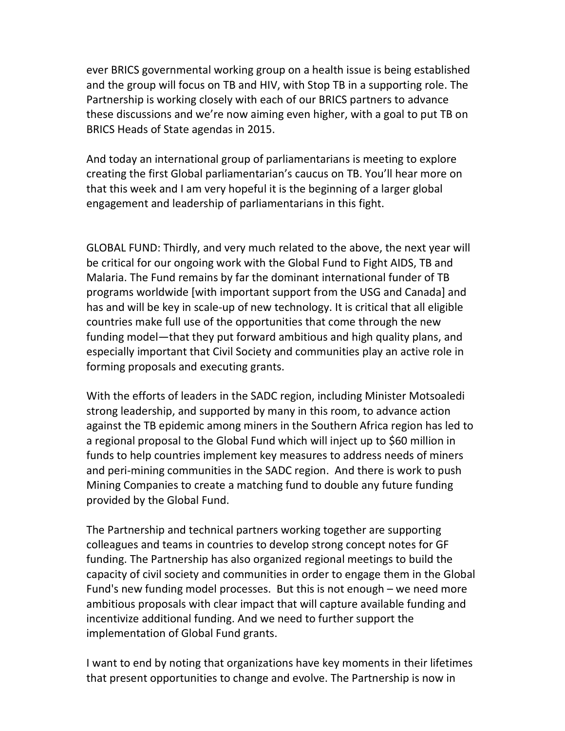ever BRICS governmental working group on a health issue is being established and the group will focus on TB and HIV, with Stop TB in a supporting role. The Partnership is working closely with each of our BRICS partners to advance these discussions and we're now aiming even higher, with a goal to put TB on BRICS Heads of State agendas in 2015.

And today an international group of parliamentarians is meeting to explore creating the first Global parliamentarian's caucus on TB. You'll hear more on that this week and I am very hopeful it is the beginning of a larger global engagement and leadership of parliamentarians in this fight.

GLOBAL FUND: Thirdly, and very much related to the above, the next year will be critical for our ongoing work with the Global Fund to Fight AIDS, TB and Malaria. The Fund remains by far the dominant international funder of TB programs worldwide [with important support from the USG and Canada] and has and will be key in scale-up of new technology. It is critical that all eligible countries make full use of the opportunities that come through the new funding model—that they put forward ambitious and high quality plans, and especially important that Civil Society and communities play an active role in forming proposals and executing grants.

With the efforts of leaders in the SADC region, including Minister Motsoaledi strong leadership, and supported by many in this room, to advance action against the TB epidemic among miners in the Southern Africa region has led to a regional proposal to the Global Fund which will inject up to $60 million in funds to help countries implement key measures to address needs of miners and peri-mining communities in the SADC region. And there is work to push Mining Companies to create a matching fund to double any future funding provided by the Global Fund.

The Partnership and technical partners working together are supporting colleagues and teams in countries to develop strong concept notes for GF funding. The Partnership has also organized regional meetings to build the capacity of civil society and communities in order to engage them in the Global Fund's new funding model processes. But this is not enough – we need more ambitious proposals with clear impact that will capture available funding and incentivize additional funding. And we need to further support the implementation of Global Fund grants.

I want to end by noting that organizations have key moments in their lifetimes that present opportunities to change and evolve. The Partnership is now in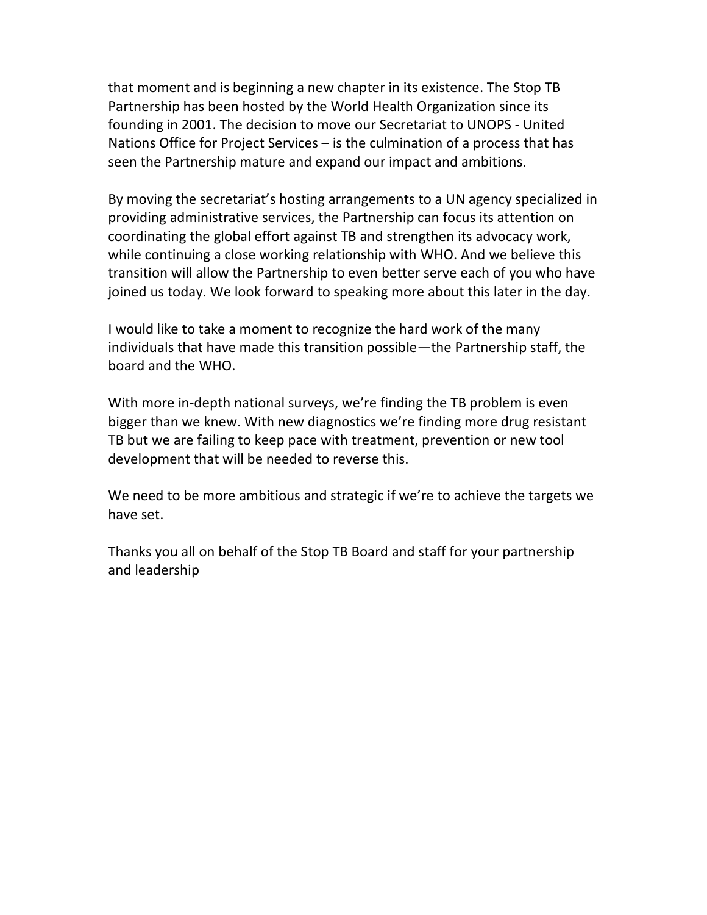that moment and is beginning a new chapter in its existence. The Stop TB Partnership has been hosted by the World Health Organization since its founding in 2001. The decision to move our Secretariat to UNOPS - United Nations Office for Project Services – is the culmination of a process that has seen the Partnership mature and expand our impact and ambitions.

By moving the secretariat's hosting arrangements to a UN agency specialized in providing administrative services, the Partnership can focus its attention on coordinating the global effort against TB and strengthen its advocacy work, while continuing a close working relationship with WHO. And we believe this transition will allow the Partnership to even better serve each of you who have joined us today. We look forward to speaking more about this later in the day.

I would like to take a moment to recognize the hard work of the many individuals that have made this transition possible—the Partnership staff, the board and the WHO.

With more in-depth national surveys, we're finding the TB problem is even bigger than we knew. With new diagnostics we're finding more drug resistant TB but we are failing to keep pace with treatment, prevention or new tool development that will be needed to reverse this.

We need to be more ambitious and strategic if we're to achieve the targets we have set.

Thanks you all on behalf of the Stop TB Board and staff for your partnership and leadership